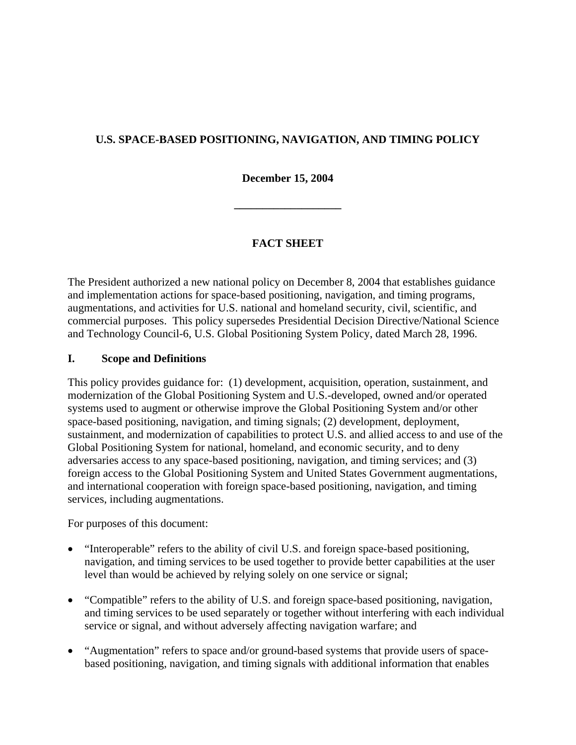**U.S. SPACE-BASED POSITIONING, NAVIGATION, AND TIMING POLICY**

**December 15, 2004**

---

**FACT SHEET**

The President authorized a new national policy on December 8, 2004 that establishes guidance and implementation actions for space-based positioning, navigation, and timing programs, augmentations, and activities for U.S. national and homeland security, civil, scientific, and commercial purposes. This policy supersedes Presidential Decision Directive/National Science and Technology Council-6, U.S. Global Positioning System Policy, dated March 28, 1996.

## I. Scope and Definitions

This policy provides guidance for: (1) development, acquisition, operation, sustainment, and modernization of the Global Positioning System and U.S.-developed, owned and/or operated systems used to augment or otherwise improve the Global Positioning System and/or other space-based positioning, navigation, and timing signals; (2) development, deployment, sustainment, and modernization of capabilities to protect U.S. and allied access to and use of the Global Positioning System for national, homeland, and economic security, and to deny adversaries access to any space-based positioning, navigation, and timing services; and (3) foreign access to the Global Positioning System and United States Government augmentations, and international cooperation with foreign space-based positioning, navigation, and timing services, including augmentations.

For purposes of this document:

- "Interoperable" refers to the ability of civil U.S. and foreign space-based positioning, navigation, and timing services to be used together to provide better capabilities at the user level than would be achieved by relying solely on one service or signal;
- "Compatible" refers to the ability of U.S. and foreign space-based positioning, navigation, and timing services to be used separately or together without interfering with each individual service or signal, and without adversely affecting navigation warfare; and
- "Augmentation" refers to space and/or ground-based systems that provide users of space-based positioning, navigation, and timing signals with additional information that enables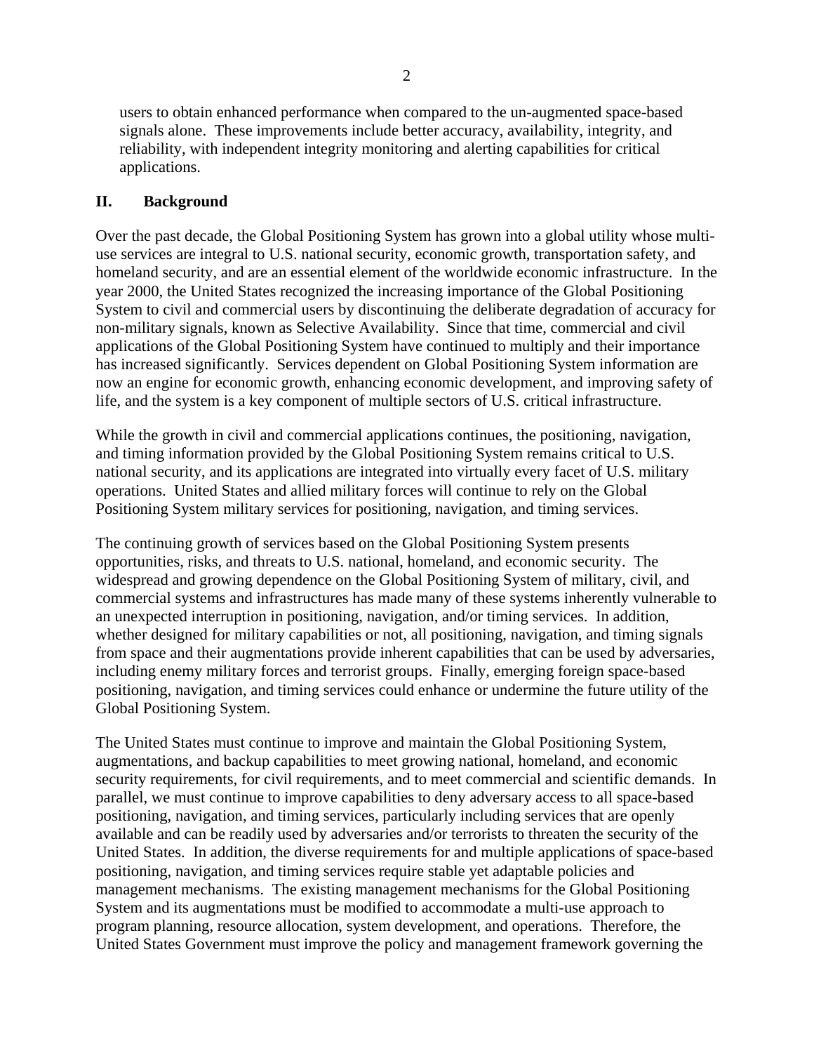users to obtain enhanced performance when compared to the un-augmented space-based signals alone. These improvements include better accuracy, availability, integrity, and reliability, with independent integrity monitoring and alerting capabilities for critical applications.

## II. Background

Over the past decade, the Global Positioning System has grown into a global utility whose multi-use services are integral to U.S. national security, economic growth, transportation safety, and homeland security, and are an essential element of the worldwide economic infrastructure. In the year 2000, the United States recognized the increasing importance of the Global Positioning System to civil and commercial users by discontinuing the deliberate degradation of accuracy for non-military signals, known as Selective Availability. Since that time, commercial and civil applications of the Global Positioning System have continued to multiply and their importance has increased significantly. Services dependent on Global Positioning System information are now an engine for economic growth, enhancing economic development, and improving safety of life, and the system is a key component of multiple sectors of U.S. critical infrastructure.

While the growth in civil and commercial applications continues, the positioning, navigation, and timing information provided by the Global Positioning System remains critical to U.S. national security, and its applications are integrated into virtually every facet of U.S. military operations. United States and allied military forces will continue to rely on the Global Positioning System military services for positioning, navigation, and timing services.

The continuing growth of services based on the Global Positioning System presents opportunities, risks, and threats to U.S. national, homeland, and economic security. The widespread and growing dependence on the Global Positioning System of military, civil, and commercial systems and infrastructures has made many of these systems inherently vulnerable to an unexpected interruption in positioning, navigation, and/or timing services. In addition, whether designed for military capabilities or not, all positioning, navigation, and timing signals from space and their augmentations provide inherent capabilities that can be used by adversaries, including enemy military forces and terrorist groups. Finally, emerging foreign space-based positioning, navigation, and timing services could enhance or undermine the future utility of the Global Positioning System.

The United States must continue to improve and maintain the Global Positioning System, augmentations, and backup capabilities to meet growing national, homeland, and economic security requirements, for civil requirements, and to meet commercial and scientific demands. In parallel, we must continue to improve capabilities to deny adversary access to all space-based positioning, navigation, and timing services, particularly including services that are openly available and can be readily used by adversaries and/or terrorists to threaten the security of the United States. In addition, the diverse requirements for and multiple applications of space-based positioning, navigation, and timing services require stable yet adaptable policies and management mechanisms. The existing management mechanisms for the Global Positioning System and its augmentations must be modified to accommodate a multi-use approach to program planning, resource allocation, system development, and operations. Therefore, the United States Government must improve the policy and management framework governing the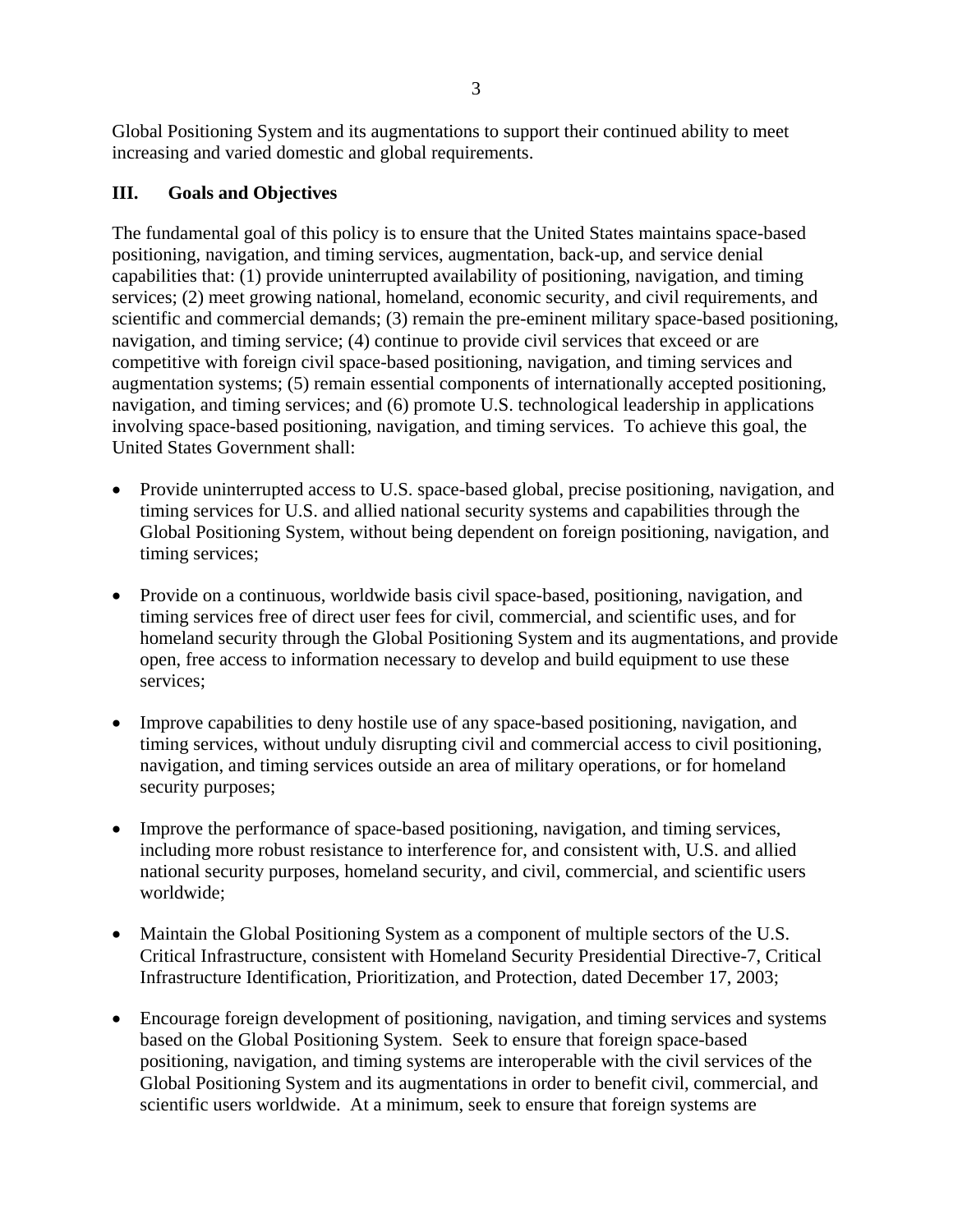Global Positioning System and its augmentations to support their continued ability to meet increasing and varied domestic and global requirements.

## III. Goals and Objectives

The fundamental goal of this policy is to ensure that the United States maintains space-based positioning, navigation, and timing services, augmentation, back-up, and service denial capabilities that: (1) provide uninterrupted availability of positioning, navigation, and timing services; (2) meet growing national, homeland, economic security, and civil requirements, and scientific and commercial demands; (3) remain the pre-eminent military space-based positioning, navigation, and timing service; (4) continue to provide civil services that exceed or are competitive with foreign civil space-based positioning, navigation, and timing services and augmentation systems; (5) remain essential components of internationally accepted positioning, navigation, and timing services; and (6) promote U.S. technological leadership in applications involving space-based positioning, navigation, and timing services. To achieve this goal, the United States Government shall:

- Provide uninterrupted access to U.S. space-based global, precise positioning, navigation, and timing services for U.S. and allied national security systems and capabilities through the Global Positioning System, without being dependent on foreign positioning, navigation, and timing services;

- Provide on a continuous, worldwide basis civil space-based, positioning, navigation, and timing services free of direct user fees for civil, commercial, and scientific uses, and for homeland security through the Global Positioning System and its augmentations, and provide open, free access to information necessary to develop and build equipment to use these services;

- Improve capabilities to deny hostile use of any space-based positioning, navigation, and timing services, without unduly disrupting civil and commercial access to civil positioning, navigation, and timing services outside an area of military operations, or for homeland security purposes;

- Improve the performance of space-based positioning, navigation, and timing services, including more robust resistance to interference for, and consistent with, U.S. and allied national security purposes, homeland security, and civil, commercial, and scientific users worldwide;

- Maintain the Global Positioning System as a component of multiple sectors of the U.S. Critical Infrastructure, consistent with Homeland Security Presidential Directive-7, Critical Infrastructure Identification, Prioritization, and Protection, dated December 17, 2003;

- Encourage foreign development of positioning, navigation, and timing services and systems based on the Global Positioning System. Seek to ensure that foreign space-based positioning, navigation, and timing systems are interoperable with the civil services of the Global Positioning System and its augmentations in order to benefit civil, commercial, and scientific users worldwide. At a minimum, seek to ensure that foreign systems are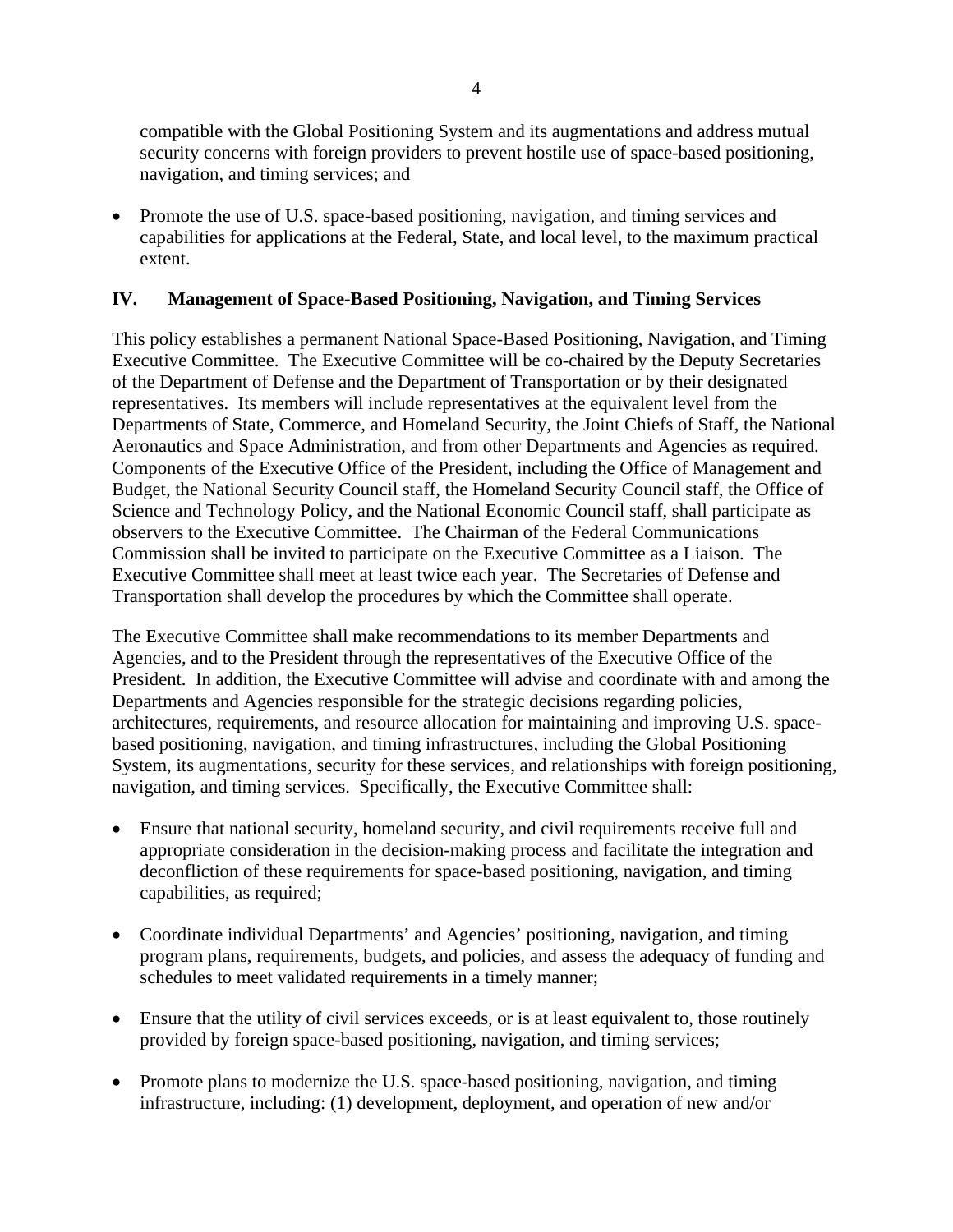compatible with the Global Positioning System and its augmentations and address mutual security concerns with foreign providers to prevent hostile use of space-based positioning, navigation, and timing services; and

- Promote the use of U.S. space-based positioning, navigation, and timing services and capabilities for applications at the Federal, State, and local level, to the maximum practical extent.

## IV. Management of Space-Based Positioning, Navigation, and Timing Services

This policy establishes a permanent National Space-Based Positioning, Navigation, and Timing Executive Committee. The Executive Committee will be co-chaired by the Deputy Secretaries of the Department of Defense and the Department of Transportation or by their designated representatives. Its members will include representatives at the equivalent level from the Departments of State, Commerce, and Homeland Security, the Joint Chiefs of Staff, the National Aeronautics and Space Administration, and from other Departments and Agencies as required. Components of the Executive Office of the President, including the Office of Management and Budget, the National Security Council staff, the Homeland Security Council staff, the Office of Science and Technology Policy, and the National Economic Council staff, shall participate as observers to the Executive Committee. The Chairman of the Federal Communications Commission shall be invited to participate on the Executive Committee as a Liaison. The Executive Committee shall meet at least twice each year. The Secretaries of Defense and Transportation shall develop the procedures by which the Committee shall operate.

The Executive Committee shall make recommendations to its member Departments and Agencies, and to the President through the representatives of the Executive Office of the President. In addition, the Executive Committee will advise and coordinate with and among the Departments and Agencies responsible for the strategic decisions regarding policies, architectures, requirements, and resource allocation for maintaining and improving U.S. space-based positioning, navigation, and timing infrastructures, including the Global Positioning System, its augmentations, security for these services, and relationships with foreign positioning, navigation, and timing services. Specifically, the Executive Committee shall:

- Ensure that national security, homeland security, and civil requirements receive full and appropriate consideration in the decision-making process and facilitate the integration and deconfliction of these requirements for space-based positioning, navigation, and timing capabilities, as required;

- Coordinate individual Departments' and Agencies' positioning, navigation, and timing program plans, requirements, budgets, and policies, and assess the adequacy of funding and schedules to meet validated requirements in a timely manner;

- Ensure that the utility of civil services exceeds, or is at least equivalent to, those routinely provided by foreign space-based positioning, navigation, and timing services;

- Promote plans to modernize the U.S. space-based positioning, navigation, and timing infrastructure, including: (1) development, deployment, and operation of new and/or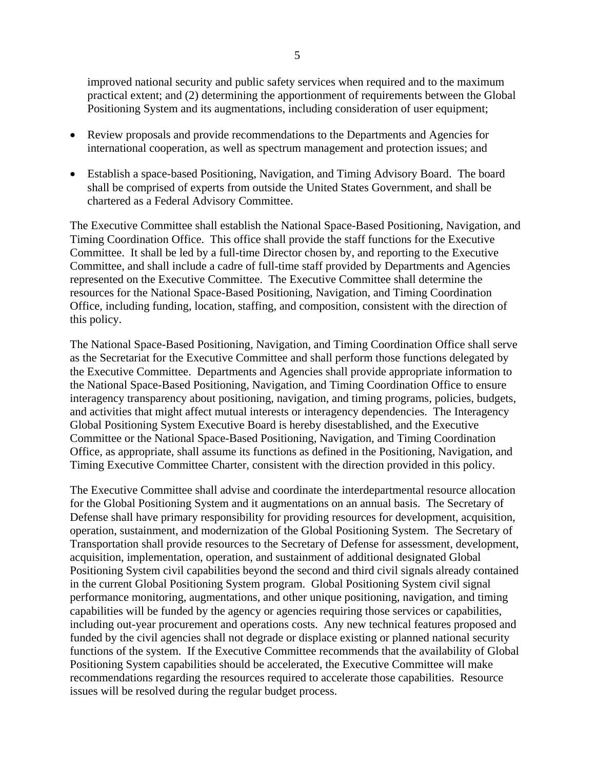improved national security and public safety services when required and to the maximum practical extent; and (2) determining the apportionment of requirements between the Global Positioning System and its augmentations, including consideration of user equipment;

- Review proposals and provide recommendations to the Departments and Agencies for international cooperation, as well as spectrum management and protection issues; and
- Establish a space-based Positioning, Navigation, and Timing Advisory Board. The board shall be comprised of experts from outside the United States Government, and shall be chartered as a Federal Advisory Committee.

The Executive Committee shall establish the National Space-Based Positioning, Navigation, and Timing Coordination Office. This office shall provide the staff functions for the Executive Committee. It shall be led by a full-time Director chosen by, and reporting to the Executive Committee, and shall include a cadre of full-time staff provided by Departments and Agencies represented on the Executive Committee. The Executive Committee shall determine the resources for the National Space-Based Positioning, Navigation, and Timing Coordination Office, including funding, location, staffing, and composition, consistent with the direction of this policy.

The National Space-Based Positioning, Navigation, and Timing Coordination Office shall serve as the Secretariat for the Executive Committee and shall perform those functions delegated by the Executive Committee. Departments and Agencies shall provide appropriate information to the National Space-Based Positioning, Navigation, and Timing Coordination Office to ensure interagency transparency about positioning, navigation, and timing programs, policies, budgets, and activities that might affect mutual interests or interagency dependencies. The Interagency Global Positioning System Executive Board is hereby disestablished, and the Executive Committee or the National Space-Based Positioning, Navigation, and Timing Coordination Office, as appropriate, shall assume its functions as defined in the Positioning, Navigation, and Timing Executive Committee Charter, consistent with the direction provided in this policy.

The Executive Committee shall advise and coordinate the interdepartmental resource allocation for the Global Positioning System and it augmentations on an annual basis. The Secretary of Defense shall have primary responsibility for providing resources for development, acquisition, operation, sustainment, and modernization of the Global Positioning System. The Secretary of Transportation shall provide resources to the Secretary of Defense for assessment, development, acquisition, implementation, operation, and sustainment of additional designated Global Positioning System civil capabilities beyond the second and third civil signals already contained in the current Global Positioning System program. Global Positioning System civil signal performance monitoring, augmentations, and other unique positioning, navigation, and timing capabilities will be funded by the agency or agencies requiring those services or capabilities, including out-year procurement and operations costs. Any new technical features proposed and funded by the civil agencies shall not degrade or displace existing or planned national security functions of the system. If the Executive Committee recommends that the availability of Global Positioning System capabilities should be accelerated, the Executive Committee will make recommendations regarding the resources required to accelerate those capabilities. Resource issues will be resolved during the regular budget process.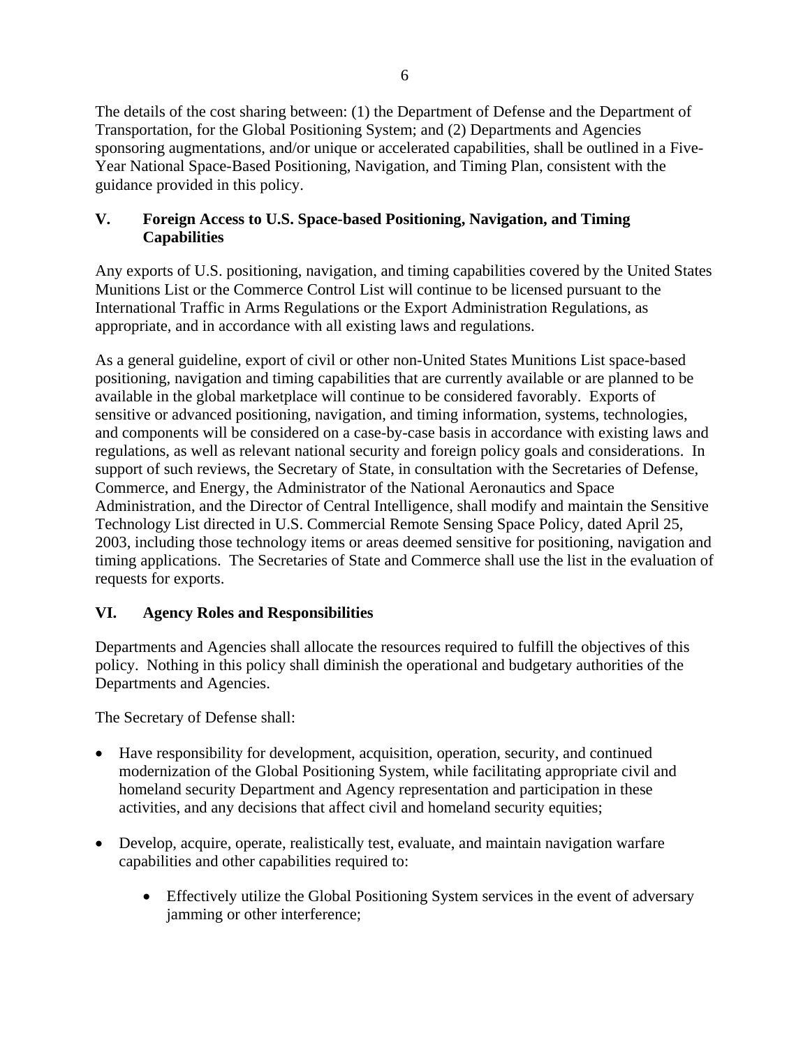The details of the cost sharing between: (1) the Department of Defense and the Department of Transportation, for the Global Positioning System; and (2) Departments and Agencies sponsoring augmentations, and/or unique or accelerated capabilities, shall be outlined in a Five-Year National Space-Based Positioning, Navigation, and Timing Plan, consistent with the guidance provided in this policy.

## V. Foreign Access to U.S. Space-based Positioning, Navigation, and Timing Capabilities

Any exports of U.S. positioning, navigation, and timing capabilities covered by the United States Munitions List or the Commerce Control List will continue to be licensed pursuant to the International Traffic in Arms Regulations or the Export Administration Regulations, as appropriate, and in accordance with all existing laws and regulations.

As a general guideline, export of civil or other non-United States Munitions List space-based positioning, navigation and timing capabilities that are currently available or are planned to be available in the global marketplace will continue to be considered favorably. Exports of sensitive or advanced positioning, navigation, and timing information, systems, technologies, and components will be considered on a case-by-case basis in accordance with existing laws and regulations, as well as relevant national security and foreign policy goals and considerations. In support of such reviews, the Secretary of State, in consultation with the Secretaries of Defense, Commerce, and Energy, the Administrator of the National Aeronautics and Space Administration, and the Director of Central Intelligence, shall modify and maintain the Sensitive Technology List directed in U.S. Commercial Remote Sensing Space Policy, dated April 25, 2003, including those technology items or areas deemed sensitive for positioning, navigation and timing applications. The Secretaries of State and Commerce shall use the list in the evaluation of requests for exports.

## VI. Agency Roles and Responsibilities

Departments and Agencies shall allocate the resources required to fulfill the objectives of this policy. Nothing in this policy shall diminish the operational and budgetary authorities of the Departments and Agencies.

The Secretary of Defense shall:

- Have responsibility for development, acquisition, operation, security, and continued modernization of the Global Positioning System, while facilitating appropriate civil and homeland security Department and Agency representation and participation in these activities, and any decisions that affect civil and homeland security equities;

- Develop, acquire, operate, realistically test, evaluate, and maintain navigation warfare capabilities and other capabilities required to:

    - Effectively utilize the Global Positioning System services in the event of adversary jamming or other interference;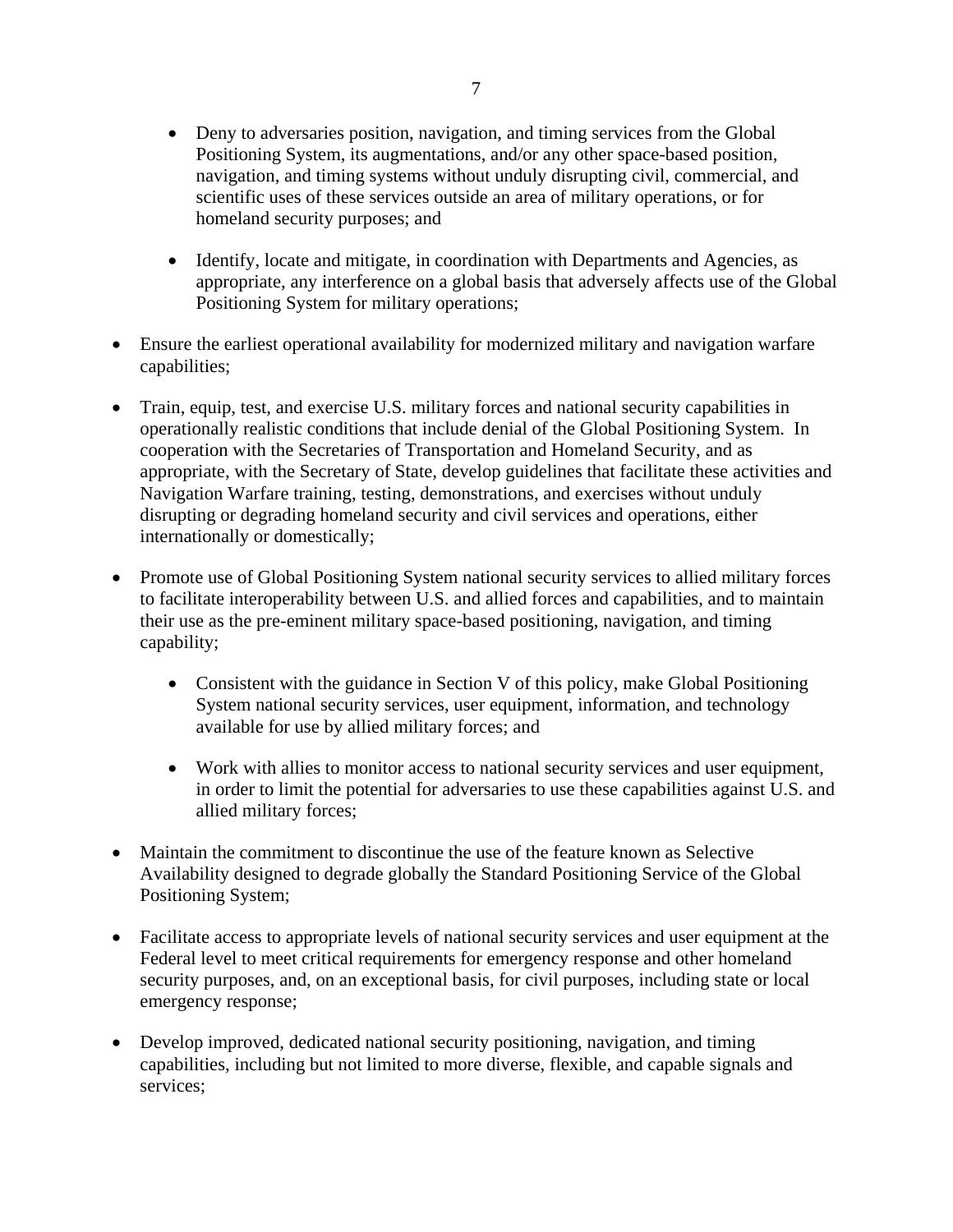- Deny to adversaries position, navigation, and timing services from the Global Positioning System, its augmentations, and/or any other space-based position, navigation, and timing systems without unduly disrupting civil, commercial, and scientific uses of these services outside an area of military operations, or for homeland security purposes; and

    - Identify, locate and mitigate, in coordination with Departments and Agencies, as appropriate, any interference on a global basis that adversely affects use of the Global Positioning System for military operations;

- Ensure the earliest operational availability for modernized military and navigation warfare capabilities;

- Train, equip, test, and exercise U.S. military forces and national security capabilities in operationally realistic conditions that include denial of the Global Positioning System. In cooperation with the Secretaries of Transportation and Homeland Security, and as appropriate, with the Secretary of State, develop guidelines that facilitate these activities and Navigation Warfare training, testing, demonstrations, and exercises without unduly disrupting or degrading homeland security and civil services and operations, either internationally or domestically;

- Promote use of Global Positioning System national security services to allied military forces to facilitate interoperability between U.S. and allied forces and capabilities, and to maintain their use as the pre-eminent military space-based positioning, navigation, and timing capability;

    - Consistent with the guidance in Section V of this policy, make Global Positioning System national security services, user equipment, information, and technology available for use by allied military forces; and

    - Work with allies to monitor access to national security services and user equipment, in order to limit the potential for adversaries to use these capabilities against U.S. and allied military forces;

- Maintain the commitment to discontinue the use of the feature known as Selective Availability designed to degrade globally the Standard Positioning Service of the Global Positioning System;

- Facilitate access to appropriate levels of national security services and user equipment at the Federal level to meet critical requirements for emergency response and other homeland security purposes, and, on an exceptional basis, for civil purposes, including state or local emergency response;

- Develop improved, dedicated national security positioning, navigation, and timing capabilities, including but not limited to more diverse, flexible, and capable signals and services;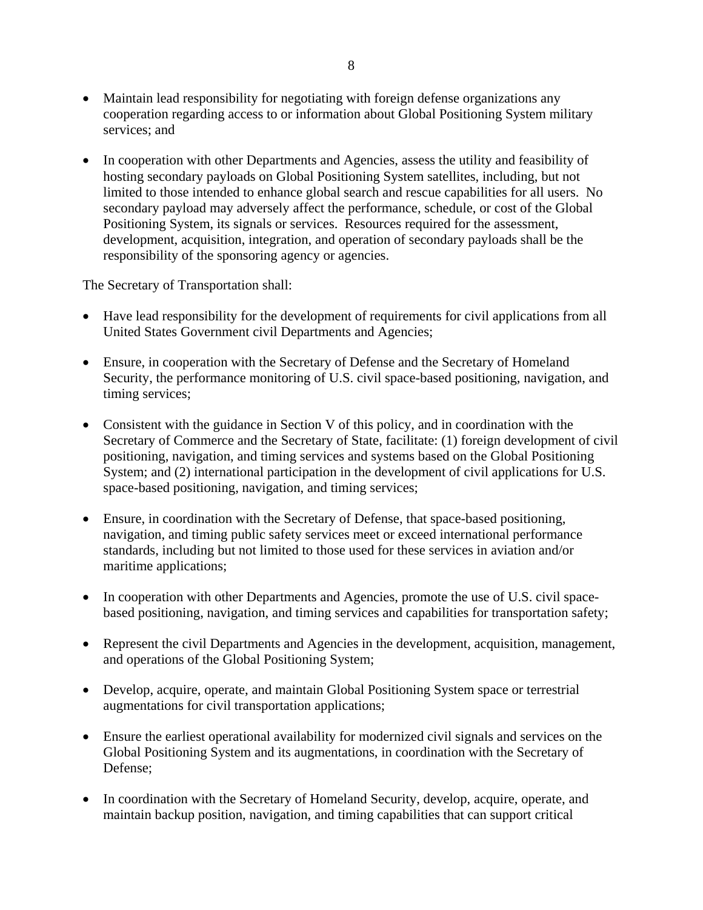- Maintain lead responsibility for negotiating with foreign defense organizations any cooperation regarding access to or information about Global Positioning System military services; and

- In cooperation with other Departments and Agencies, assess the utility and feasibility of hosting secondary payloads on Global Positioning System satellites, including, but not limited to those intended to enhance global search and rescue capabilities for all users. No secondary payload may adversely affect the performance, schedule, or cost of the Global Positioning System, its signals or services. Resources required for the assessment, development, acquisition, integration, and operation of secondary payloads shall be the responsibility of the sponsoring agency or agencies.

The Secretary of Transportation shall:

- Have lead responsibility for the development of requirements for civil applications from all United States Government civil Departments and Agencies;

- Ensure, in cooperation with the Secretary of Defense and the Secretary of Homeland Security, the performance monitoring of U.S. civil space-based positioning, navigation, and timing services;

- Consistent with the guidance in Section V of this policy, and in coordination with the Secretary of Commerce and the Secretary of State, facilitate: (1) foreign development of civil positioning, navigation, and timing services and systems based on the Global Positioning System; and (2) international participation in the development of civil applications for U.S. space-based positioning, navigation, and timing services;

- Ensure, in coordination with the Secretary of Defense, that space-based positioning, navigation, and timing public safety services meet or exceed international performance standards, including but not limited to those used for these services in aviation and/or maritime applications;

- In cooperation with other Departments and Agencies, promote the use of U.S. civil space-based positioning, navigation, and timing services and capabilities for transportation safety;

- Represent the civil Departments and Agencies in the development, acquisition, management, and operations of the Global Positioning System;

- Develop, acquire, operate, and maintain Global Positioning System space or terrestrial augmentations for civil transportation applications;

- Ensure the earliest operational availability for modernized civil signals and services on the Global Positioning System and its augmentations, in coordination with the Secretary of Defense;

- In coordination with the Secretary of Homeland Security, develop, acquire, operate, and maintain backup position, navigation, and timing capabilities that can support critical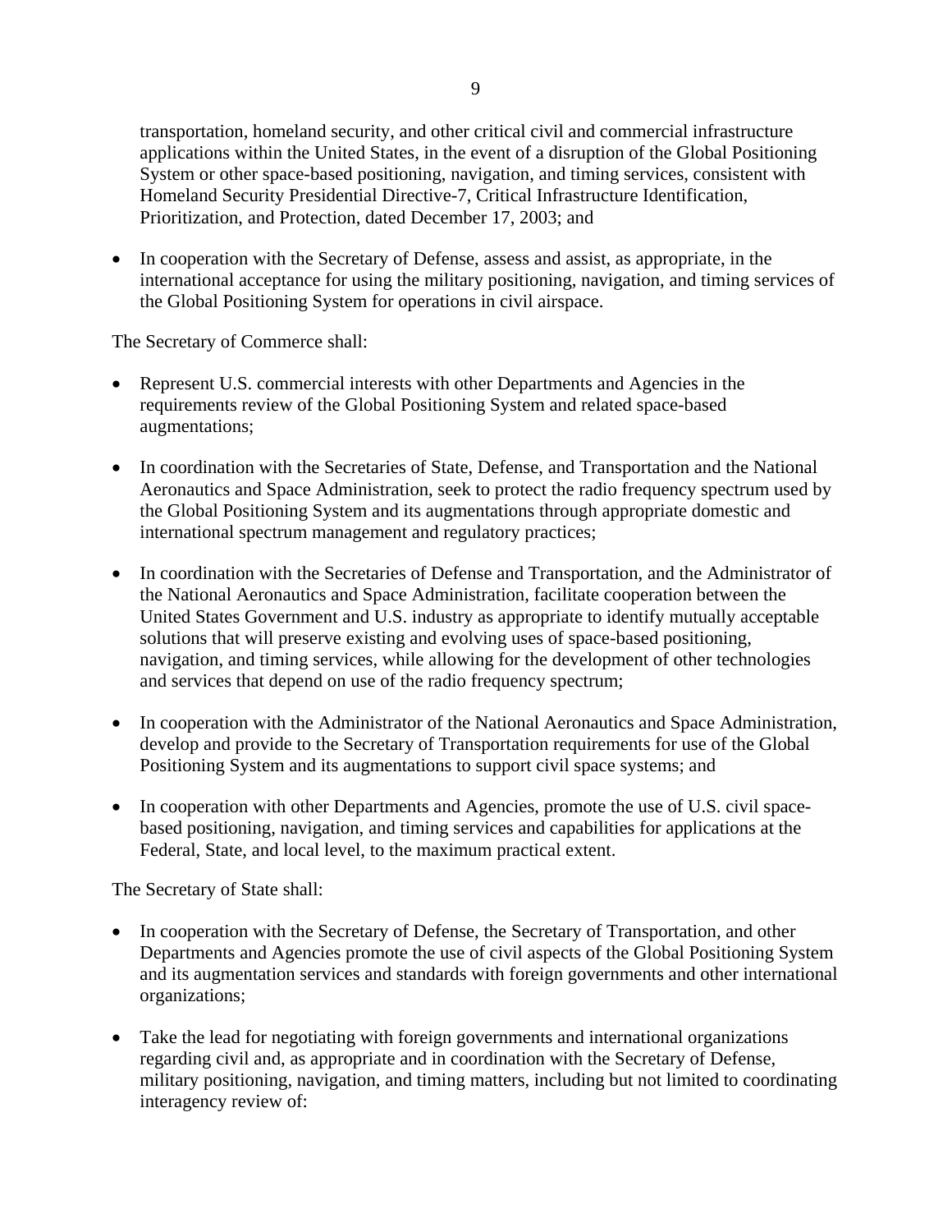transportation, homeland security, and other critical civil and commercial infrastructure applications within the United States, in the event of a disruption of the Global Positioning System or other space-based positioning, navigation, and timing services, consistent with Homeland Security Presidential Directive-7, Critical Infrastructure Identification, Prioritization, and Protection, dated December 17, 2003; and

- In cooperation with the Secretary of Defense, assess and assist, as appropriate, in the international acceptance for using the military positioning, navigation, and timing services of the Global Positioning System for operations in civil airspace.

The Secretary of Commerce shall:

- Represent U.S. commercial interests with other Departments and Agencies in the requirements review of the Global Positioning System and related space-based augmentations;
- In coordination with the Secretaries of State, Defense, and Transportation and the National Aeronautics and Space Administration, seek to protect the radio frequency spectrum used by the Global Positioning System and its augmentations through appropriate domestic and international spectrum management and regulatory practices;
- In coordination with the Secretaries of Defense and Transportation, and the Administrator of the National Aeronautics and Space Administration, facilitate cooperation between the United States Government and U.S. industry as appropriate to identify mutually acceptable solutions that will preserve existing and evolving uses of space-based positioning, navigation, and timing services, while allowing for the development of other technologies and services that depend on use of the radio frequency spectrum;
- In cooperation with the Administrator of the National Aeronautics and Space Administration, develop and provide to the Secretary of Transportation requirements for use of the Global Positioning System and its augmentations to support civil space systems; and
- In cooperation with other Departments and Agencies, promote the use of U.S. civil space-based positioning, navigation, and timing services and capabilities for applications at the Federal, State, and local level, to the maximum practical extent.

The Secretary of State shall:

- In cooperation with the Secretary of Defense, the Secretary of Transportation, and other Departments and Agencies promote the use of civil aspects of the Global Positioning System and its augmentation services and standards with foreign governments and other international organizations;
- Take the lead for negotiating with foreign governments and international organizations regarding civil and, as appropriate and in coordination with the Secretary of Defense, military positioning, navigation, and timing matters, including but not limited to coordinating interagency review of: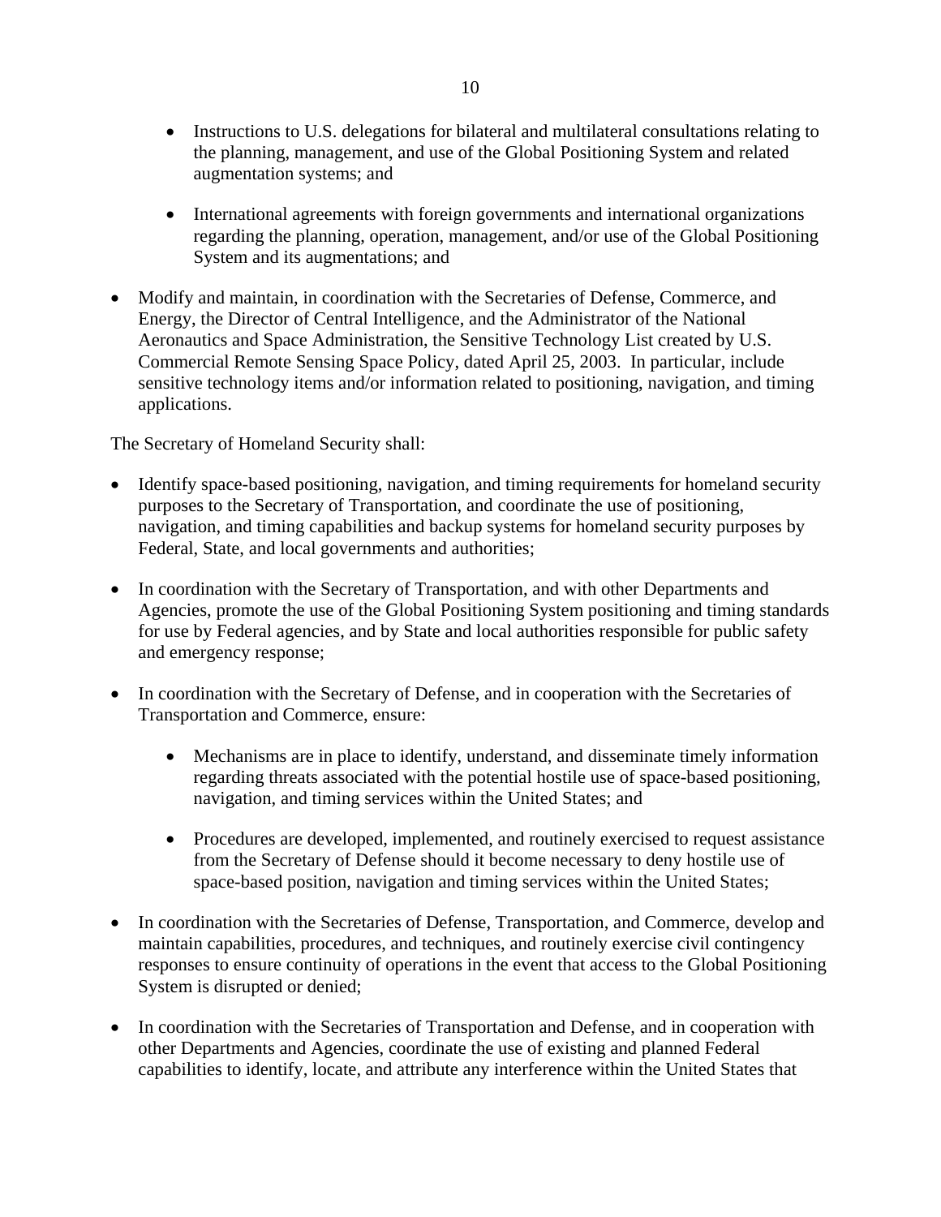- Instructions to U.S. delegations for bilateral and multilateral consultations relating to the planning, management, and use of the Global Positioning System and related augmentation systems; and

    - International agreements with foreign governments and international organizations regarding the planning, operation, management, and/or use of the Global Positioning System and its augmentations; and

- Modify and maintain, in coordination with the Secretaries of Defense, Commerce, and Energy, the Director of Central Intelligence, and the Administrator of the National Aeronautics and Space Administration, the Sensitive Technology List created by U.S. Commercial Remote Sensing Space Policy, dated April 25, 2003. In particular, include sensitive technology items and/or information related to positioning, navigation, and timing applications.

The Secretary of Homeland Security shall:

- Identify space-based positioning, navigation, and timing requirements for homeland security purposes to the Secretary of Transportation, and coordinate the use of positioning, navigation, and timing capabilities and backup systems for homeland security purposes by Federal, State, and local governments and authorities;

- In coordination with the Secretary of Transportation, and with other Departments and Agencies, promote the use of the Global Positioning System positioning and timing standards for use by Federal agencies, and by State and local authorities responsible for public safety and emergency response;

- In coordination with the Secretary of Defense, and in cooperation with the Secretaries of Transportation and Commerce, ensure:

    - Mechanisms are in place to identify, understand, and disseminate timely information regarding threats associated with the potential hostile use of space-based positioning, navigation, and timing services within the United States; and

    - Procedures are developed, implemented, and routinely exercised to request assistance from the Secretary of Defense should it become necessary to deny hostile use of space-based position, navigation and timing services within the United States;

- In coordination with the Secretaries of Defense, Transportation, and Commerce, develop and maintain capabilities, procedures, and techniques, and routinely exercise civil contingency responses to ensure continuity of operations in the event that access to the Global Positioning System is disrupted or denied;

- In coordination with the Secretaries of Transportation and Defense, and in cooperation with other Departments and Agencies, coordinate the use of existing and planned Federal capabilities to identify, locate, and attribute any interference within the United States that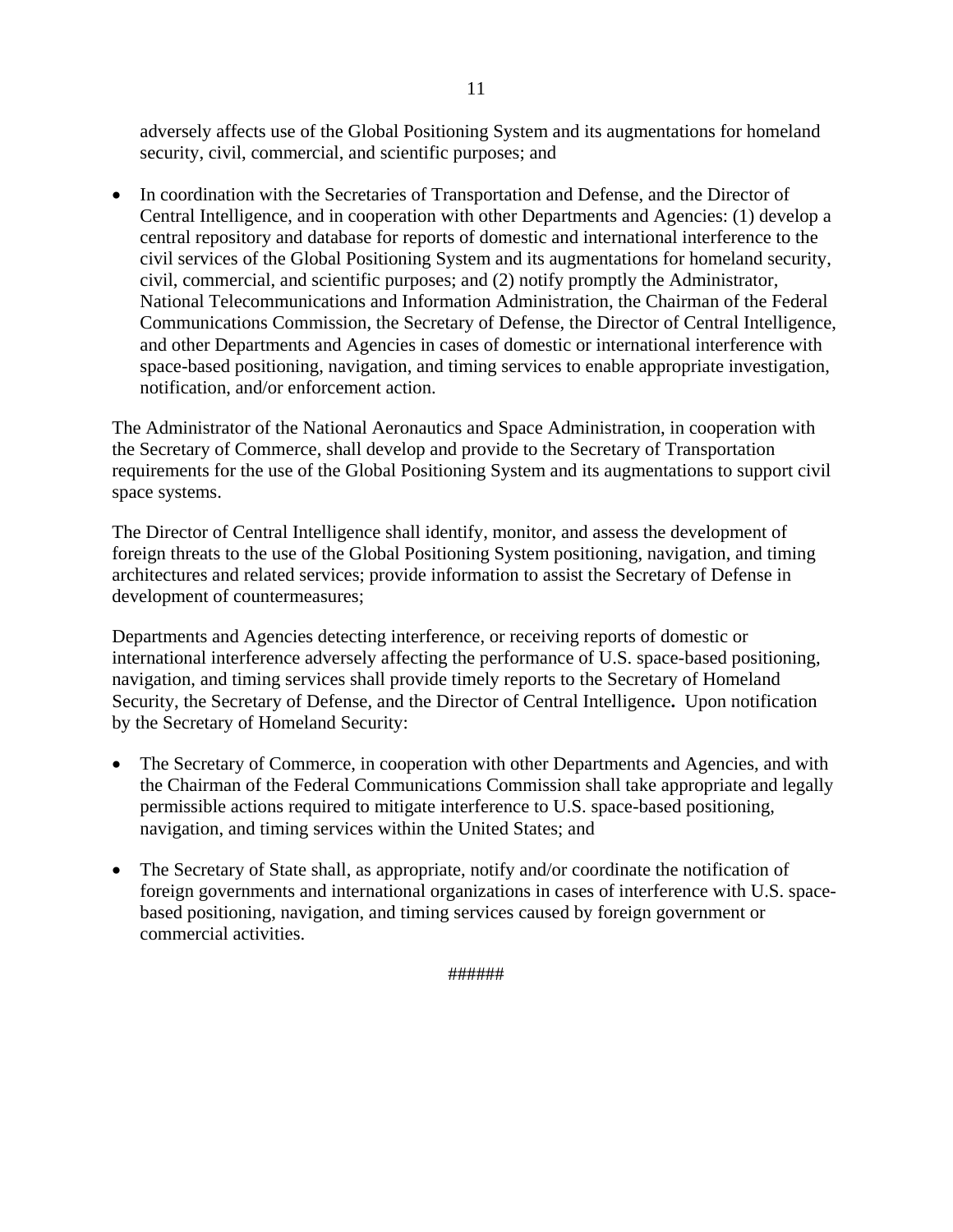adversely affects use of the Global Positioning System and its augmentations for homeland security, civil, commercial, and scientific purposes; and

- In coordination with the Secretaries of Transportation and Defense, and the Director of Central Intelligence, and in cooperation with other Departments and Agencies: (1) develop a central repository and database for reports of domestic and international interference to the civil services of the Global Positioning System and its augmentations for homeland security, civil, commercial, and scientific purposes; and (2) notify promptly the Administrator, National Telecommunications and Information Administration, the Chairman of the Federal Communications Commission, the Secretary of Defense, the Director of Central Intelligence, and other Departments and Agencies in cases of domestic or international interference with space-based positioning, navigation, and timing services to enable appropriate investigation, notification, and/or enforcement action.

The Administrator of the National Aeronautics and Space Administration, in cooperation with the Secretary of Commerce, shall develop and provide to the Secretary of Transportation requirements for the use of the Global Positioning System and its augmentations to support civil space systems.

The Director of Central Intelligence shall identify, monitor, and assess the development of foreign threats to the use of the Global Positioning System positioning, navigation, and timing architectures and related services; provide information to assist the Secretary of Defense in development of countermeasures;

Departments and Agencies detecting interference, or receiving reports of domestic or international interference adversely affecting the performance of U.S. space-based positioning, navigation, and timing services shall provide timely reports to the Secretary of Homeland Security, the Secretary of Defense, and the Director of Central Intelligence**.** Upon notification by the Secretary of Homeland Security:

- The Secretary of Commerce, in cooperation with other Departments and Agencies, and with the Chairman of the Federal Communications Commission shall take appropriate and legally permissible actions required to mitigate interference to U.S. space-based positioning, navigation, and timing services within the United States; and

- The Secretary of State shall, as appropriate, notify and/or coordinate the notification of foreign governments and international organizations in cases of interference with U.S. space-based positioning, navigation, and timing services caused by foreign government or commercial activities.

######